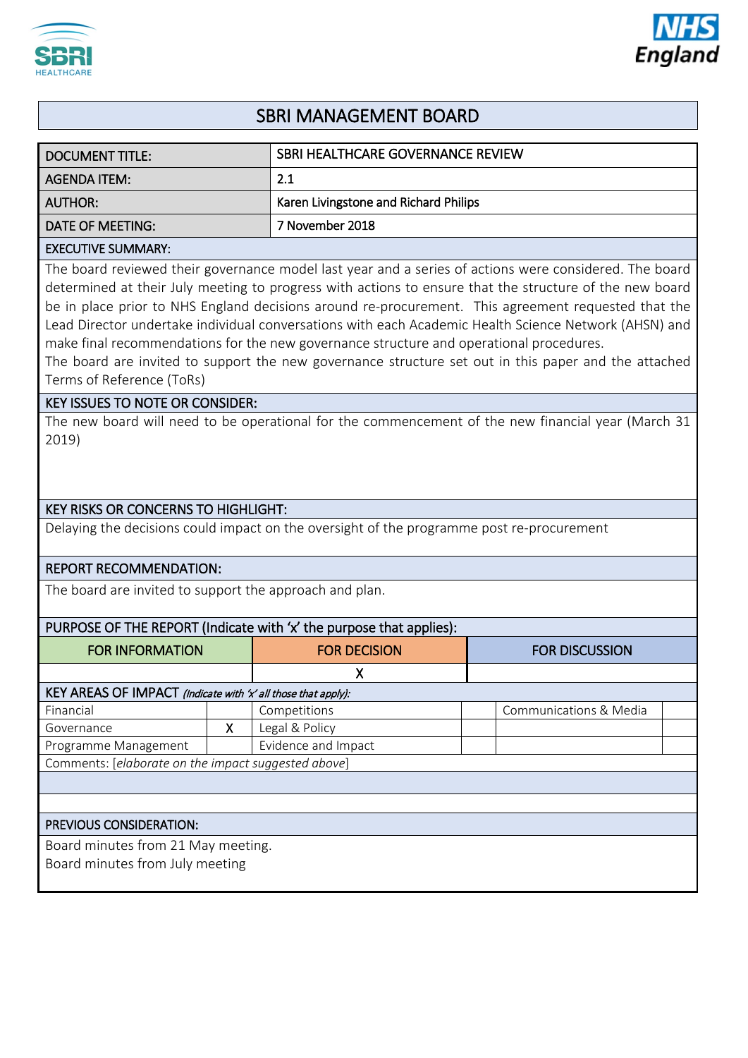# SBRI MANAGEMENT BOARD

| DOCUMENT TITLE: | SBRI HEALTHCARE GOVERNANCE REVIEW |
|---|---|
| AGENDA ITEM: | 2.1 |
| AUTHOR: | Karen Livingstone and Richard Philips |
| DATE OF MEETING: | 7 November 2018 |

**EXECUTIVE SUMMARY:**

The board reviewed their governance model last year and a series of actions were considered. The board determined at their July meeting to progress with actions to ensure that the structure of the new board be in place prior to NHS England decisions around re-procurement. This agreement requested that the Lead Director undertake individual conversations with each Academic Health Science Network (AHSN) and make final recommendations for the new governance structure and operational procedures.

The board are invited to support the new governance structure set out in this paper and the attached Terms of Reference (ToRs)

**KEY ISSUES TO NOTE OR CONSIDER:**

The new board will need to be operational for the commencement of the new financial year (March 31 2019)

**KEY RISKS OR CONCERNS TO HIGHLIGHT:**

Delaying the decisions could impact on the oversight of the programme post re-procurement

**REPORT RECOMMENDATION:**

The board are invited to support the approach and plan.

**PURPOSE OF THE REPORT (Indicate with 'x' the purpose that applies):**

| FOR INFORMATION | FOR DECISION | FOR DISCUSSION |
|---|---|---|
| | X | |

**KEY AREAS OF IMPACT** *(Indicate with 'x' all those that apply):*

| | | | | | |
|---|---|---|---|---|---|
| Financial | | Competitions | | Communications & Media | |
| Governance | X | Legal & Policy | | | |
| Programme Management | | Evidence and Impact | | | |

Comments: [*elaborate on the impact suggested above*]

**PREVIOUS CONSIDERATION:**

Board minutes from 21 May meeting.
Board minutes from July meeting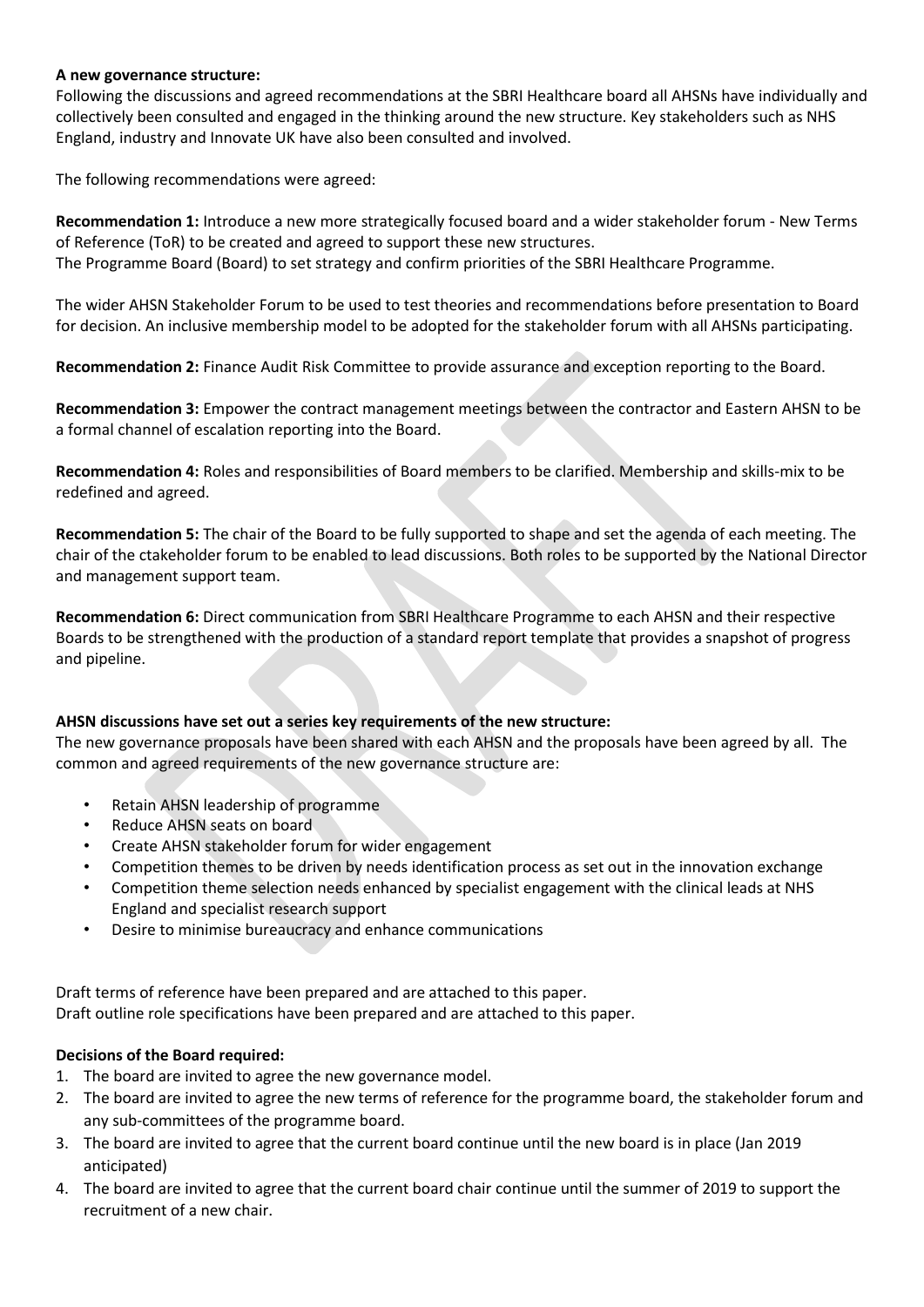**A new governance structure:**

Following the discussions and agreed recommendations at the SBRI Healthcare board all AHSNs have individually and collectively been consulted and engaged in the thinking around the new structure. Key stakeholders such as NHS England, industry and Innovate UK have also been consulted and involved.

The following recommendations were agreed:

**Recommendation 1:** Introduce a new more strategically focused board and a wider stakeholder forum - New Terms of Reference (ToR) to be created and agreed to support these new structures.
The Programme Board (Board) to set strategy and confirm priorities of the SBRI Healthcare Programme.

The wider AHSN Stakeholder Forum to be used to test theories and recommendations before presentation to Board for decision. An inclusive membership model to be adopted for the stakeholder forum with all AHSNs participating.

**Recommendation 2:** Finance Audit Risk Committee to provide assurance and exception reporting to the Board.

**Recommendation 3:** Empower the contract management meetings between the contractor and Eastern AHSN to be a formal channel of escalation reporting into the Board.

**Recommendation 4:** Roles and responsibilities of Board members to be clarified. Membership and skills-mix to be redefined and agreed.

**Recommendation 5:** The chair of the Board to be fully supported to shape and set the agenda of each meeting. The chair of the ctakeholder forum to be enabled to lead discussions. Both roles to be supported by the National Director and management support team.

**Recommendation 6:** Direct communication from SBRI Healthcare Programme to each AHSN and their respective Boards to be strengthened with the production of a standard report template that provides a snapshot of progress and pipeline.

**AHSN discussions have set out a series key requirements of the new structure:**

The new governance proposals have been shared with each AHSN and the proposals have been agreed by all. The common and agreed requirements of the new governance structure are:

- Retain AHSN leadership of programme
- Reduce AHSN seats on board
- Create AHSN stakeholder forum for wider engagement
- Competition themes to be driven by needs identification process as set out in the innovation exchange
- Competition theme selection needs enhanced by specialist engagement with the clinical leads at NHS England and specialist research support
- Desire to minimise bureaucracy and enhance communications

Draft terms of reference have been prepared and are attached to this paper.
Draft outline role specifications have been prepared and are attached to this paper.

**Decisions of the Board required:**

1. The board are invited to agree the new governance model.
2. The board are invited to agree the new terms of reference for the programme board, the stakeholder forum and any sub-committees of the programme board.
3. The board are invited to agree that the current board continue until the new board is in place (Jan 2019 anticipated)
4. The board are invited to agree that the current board chair continue until the summer of 2019 to support the recruitment of a new chair.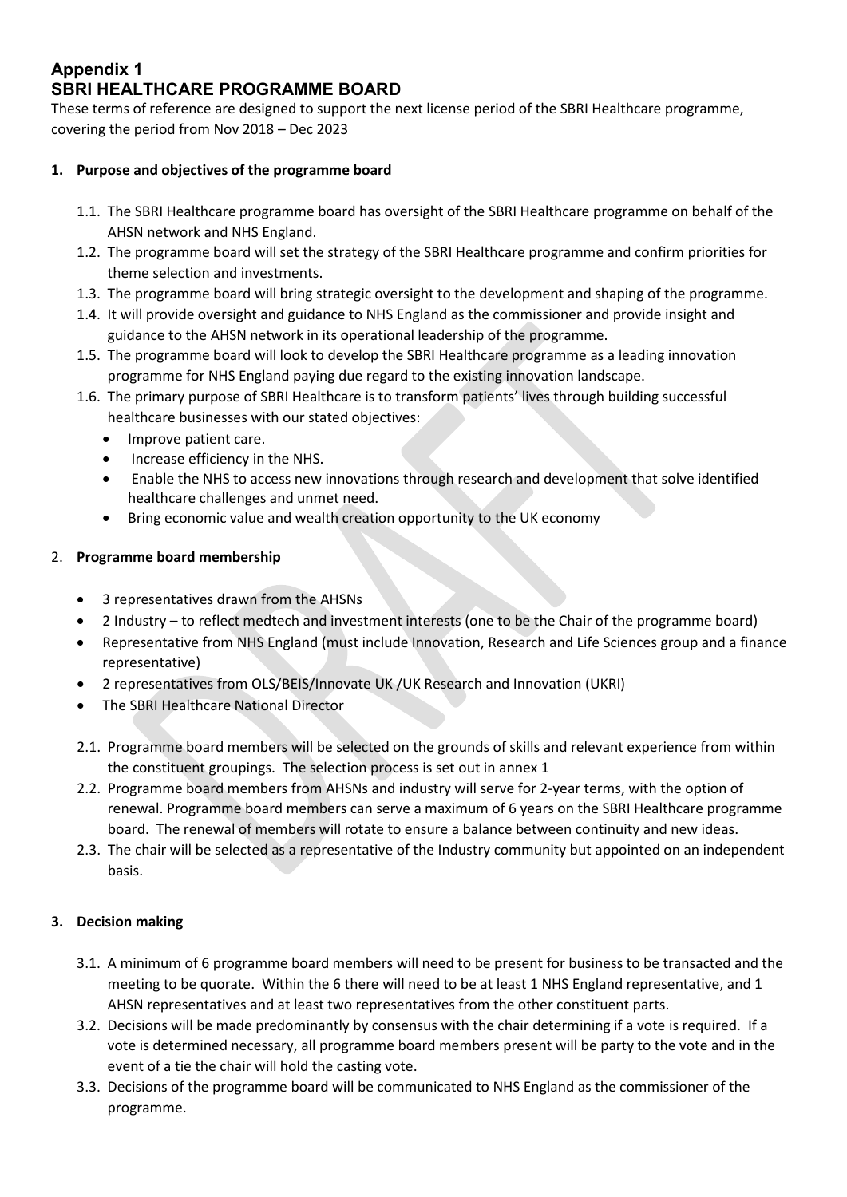## Appendix 1
## SBRI HEALTHCARE PROGRAMME BOARD

These terms of reference are designed to support the next license period of the SBRI Healthcare programme, covering the period from Nov 2018 – Dec 2023

### 1. Purpose and objectives of the programme board

1.1. The SBRI Healthcare programme board has oversight of the SBRI Healthcare programme on behalf of the AHSN network and NHS England.

1.2. The programme board will set the strategy of the SBRI Healthcare programme and confirm priorities for theme selection and investments.

1.3. The programme board will bring strategic oversight to the development and shaping of the programme.

1.4. It will provide oversight and guidance to NHS England as the commissioner and provide insight and guidance to the AHSN network in its operational leadership of the programme.

1.5. The programme board will look to develop the SBRI Healthcare programme as a leading innovation programme for NHS England paying due regard to the existing innovation landscape.

1.6. The primary purpose of SBRI Healthcare is to transform patients' lives through building successful healthcare businesses with our stated objectives:

- Improve patient care.
- Increase efficiency in the NHS.
- Enable the NHS to access new innovations through research and development that solve identified healthcare challenges and unmet need.
- Bring economic value and wealth creation opportunity to the UK economy

### 2. Programme board membership

- 3 representatives drawn from the AHSNs
- 2 Industry – to reflect medtech and investment interests (one to be the Chair of the programme board)
- Representative from NHS England (must include Innovation, Research and Life Sciences group and a finance representative)
- 2 representatives from OLS/BEIS/Innovate UK /UK Research and Innovation (UKRI)
- The SBRI Healthcare National Director

2.1. Programme board members will be selected on the grounds of skills and relevant experience from within the constituent groupings. The selection process is set out in annex 1

2.2. Programme board members from AHSNs and industry will serve for 2-year terms, with the option of renewal. Programme board members can serve a maximum of 6 years on the SBRI Healthcare programme board. The renewal of members will rotate to ensure a balance between continuity and new ideas.

2.3. The chair will be selected as a representative of the Industry community but appointed on an independent basis.

### 3. Decision making

3.1. A minimum of 6 programme board members will need to be present for business to be transacted and the meeting to be quorate. Within the 6 there will need to be at least 1 NHS England representative, and 1 AHSN representatives and at least two representatives from the other constituent parts.

3.2. Decisions will be made predominantly by consensus with the chair determining if a vote is required. If a vote is determined necessary, all programme board members present will be party to the vote and in the event of a tie the chair will hold the casting vote.

3.3. Decisions of the programme board will be communicated to NHS England as the commissioner of the programme.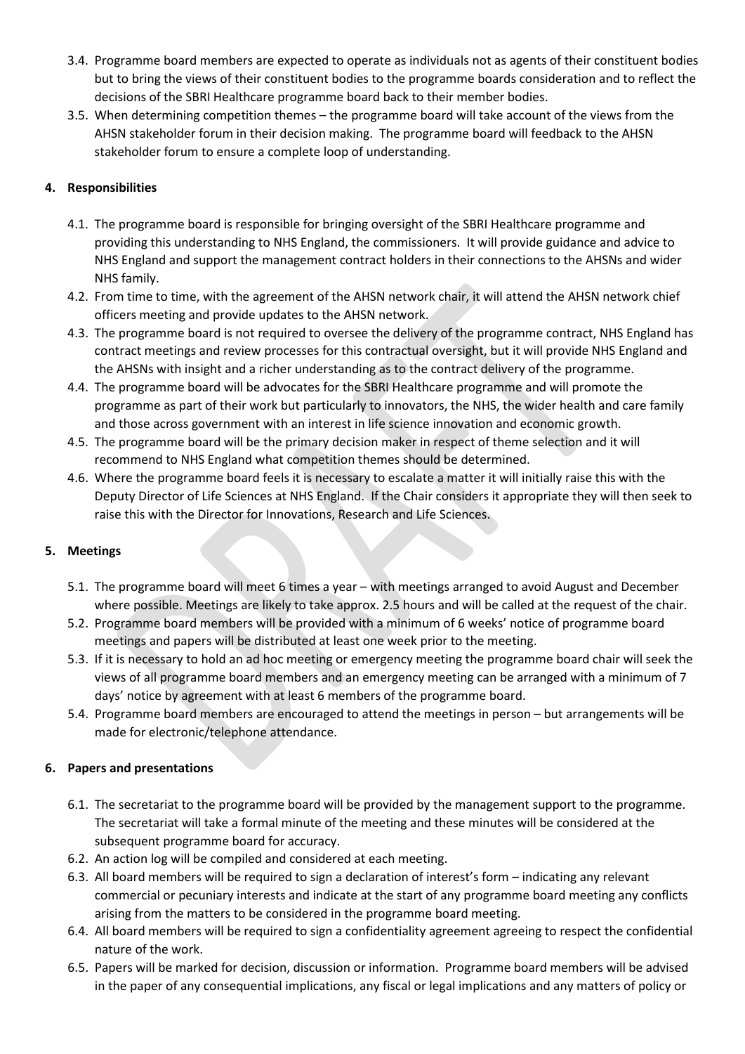3.4. Programme board members are expected to operate as individuals not as agents of their constituent bodies but to bring the views of their constituent bodies to the programme boards consideration and to reflect the decisions of the SBRI Healthcare programme board back to their member bodies.

3.5. When determining competition themes – the programme board will take account of the views from the AHSN stakeholder forum in their decision making. The programme board will feedback to the AHSN stakeholder forum to ensure a complete loop of understanding.

## 4. Responsibilities

4.1. The programme board is responsible for bringing oversight of the SBRI Healthcare programme and providing this understanding to NHS England, the commissioners. It will provide guidance and advice to NHS England and support the management contract holders in their connections to the AHSNs and wider NHS family.

4.2. From time to time, with the agreement of the AHSN network chair, it will attend the AHSN network chief officers meeting and provide updates to the AHSN network.

4.3. The programme board is not required to oversee the delivery of the programme contract, NHS England has contract meetings and review processes for this contractual oversight, but it will provide NHS England and the AHSNs with insight and a richer understanding as to the contract delivery of the programme.

4.4. The programme board will be advocates for the SBRI Healthcare programme and will promote the programme as part of their work but particularly to innovators, the NHS, the wider health and care family and those across government with an interest in life science innovation and economic growth.

4.5. The programme board will be the primary decision maker in respect of theme selection and it will recommend to NHS England what competition themes should be determined.

4.6. Where the programme board feels it is necessary to escalate a matter it will initially raise this with the Deputy Director of Life Sciences at NHS England. If the Chair considers it appropriate they will then seek to raise this with the Director for Innovations, Research and Life Sciences.

## 5. Meetings

5.1. The programme board will meet 6 times a year – with meetings arranged to avoid August and December where possible. Meetings are likely to take approx. 2.5 hours and will be called at the request of the chair.

5.2. Programme board members will be provided with a minimum of 6 weeks' notice of programme board meetings and papers will be distributed at least one week prior to the meeting.

5.3. If it is necessary to hold an ad hoc meeting or emergency meeting the programme board chair will seek the views of all programme board members and an emergency meeting can be arranged with a minimum of 7 days' notice by agreement with at least 6 members of the programme board.

5.4. Programme board members are encouraged to attend the meetings in person – but arrangements will be made for electronic/telephone attendance.

## 6. Papers and presentations

6.1. The secretariat to the programme board will be provided by the management support to the programme. The secretariat will take a formal minute of the meeting and these minutes will be considered at the subsequent programme board for accuracy.

6.2. An action log will be compiled and considered at each meeting.

6.3. All board members will be required to sign a declaration of interest's form – indicating any relevant commercial or pecuniary interests and indicate at the start of any programme board meeting any conflicts arising from the matters to be considered in the programme board meeting.

6.4. All board members will be required to sign a confidentiality agreement agreeing to respect the confidential nature of the work.

6.5. Papers will be marked for decision, discussion or information. Programme board members will be advised in the paper of any consequential implications, any fiscal or legal implications and any matters of policy or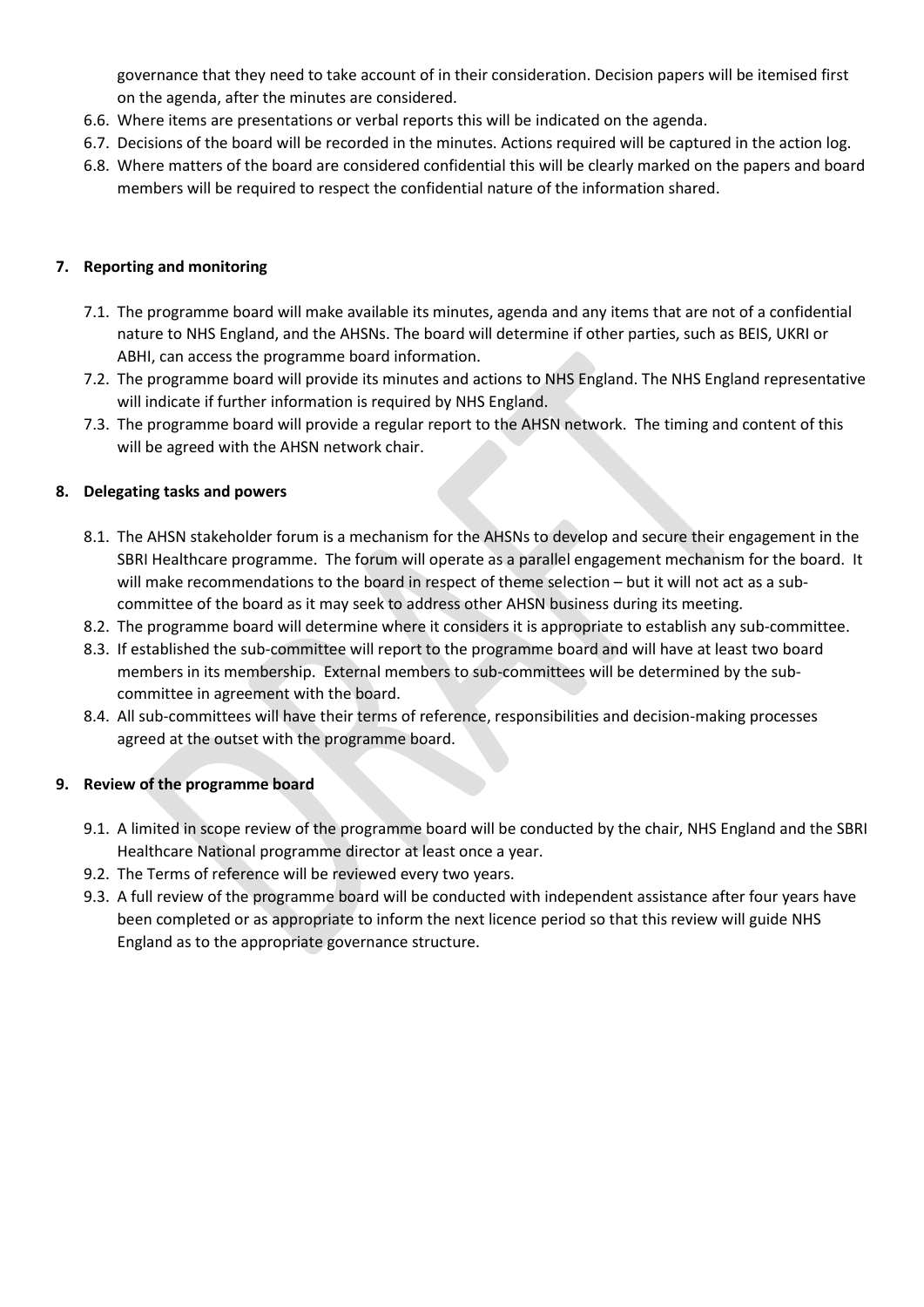governance that they need to take account of in their consideration. Decision papers will be itemised first on the agenda, after the minutes are considered.

6.6. Where items are presentations or verbal reports this will be indicated on the agenda.

6.7. Decisions of the board will be recorded in the minutes. Actions required will be captured in the action log.

6.8. Where matters of the board are considered confidential this will be clearly marked on the papers and board members will be required to respect the confidential nature of the information shared.

## 7. Reporting and monitoring

7.1. The programme board will make available its minutes, agenda and any items that are not of a confidential nature to NHS England, and the AHSNs. The board will determine if other parties, such as BEIS, UKRI or ABHI, can access the programme board information.

7.2. The programme board will provide its minutes and actions to NHS England. The NHS England representative will indicate if further information is required by NHS England.

7.3. The programme board will provide a regular report to the AHSN network. The timing and content of this will be agreed with the AHSN network chair.

## 8. Delegating tasks and powers

8.1. The AHSN stakeholder forum is a mechanism for the AHSNs to develop and secure their engagement in the SBRI Healthcare programme. The forum will operate as a parallel engagement mechanism for the board. It will make recommendations to the board in respect of theme selection – but it will not act as a sub-committee of the board as it may seek to address other AHSN business during its meeting.

8.2. The programme board will determine where it considers it is appropriate to establish any sub-committee.

8.3. If established the sub-committee will report to the programme board and will have at least two board members in its membership. External members to sub-committees will be determined by the sub-committee in agreement with the board.

8.4. All sub-committees will have their terms of reference, responsibilities and decision-making processes agreed at the outset with the programme board.

## 9. Review of the programme board

9.1. A limited in scope review of the programme board will be conducted by the chair, NHS England and the SBRI Healthcare National programme director at least once a year.

9.2. The Terms of reference will be reviewed every two years.

9.3. A full review of the programme board will be conducted with independent assistance after four years have been completed or as appropriate to inform the next licence period so that this review will guide NHS England as to the appropriate governance structure.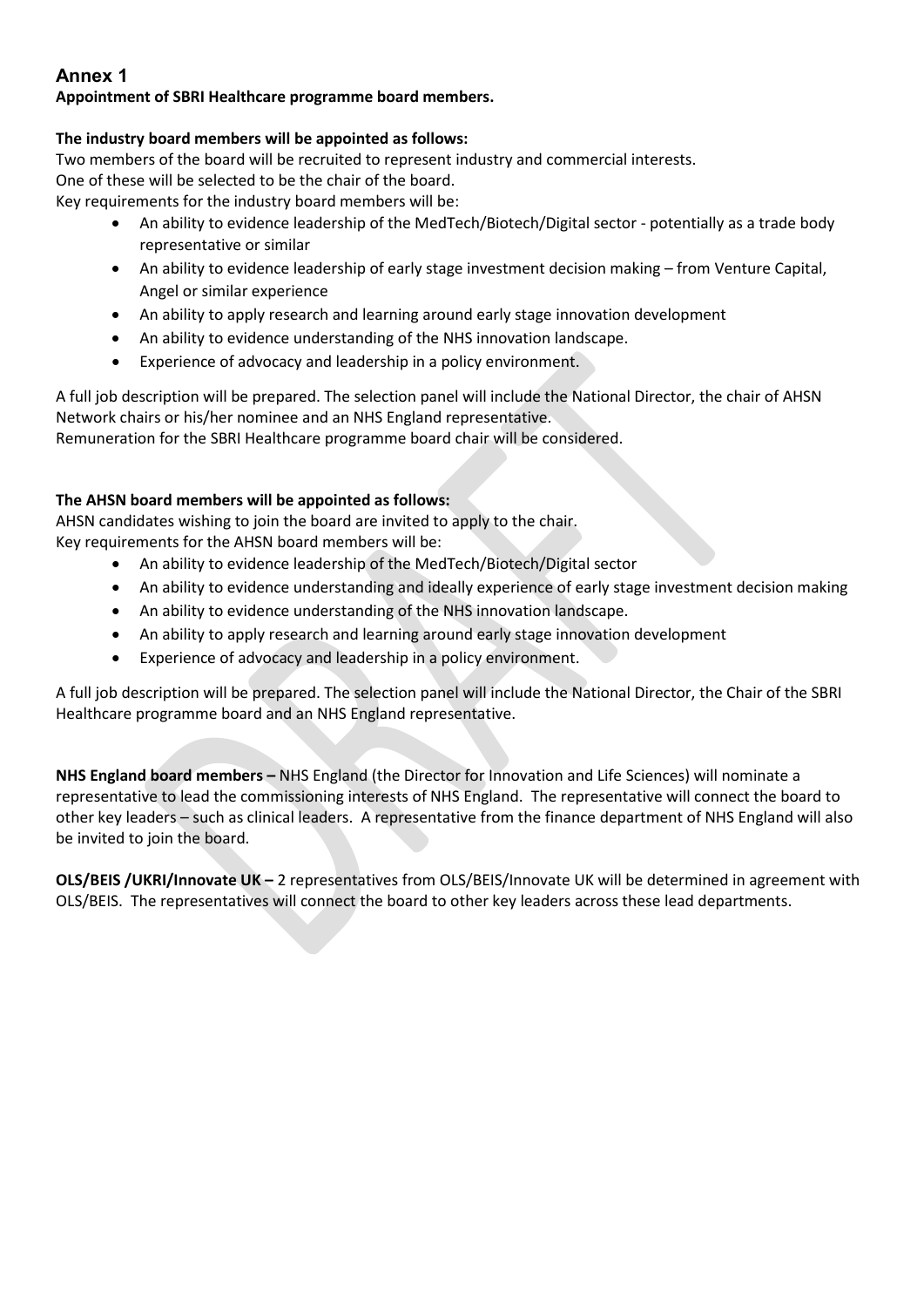## Annex 1

**Appointment of SBRI Healthcare programme board members.**

**The industry board members will be appointed as follows:**

Two members of the board will be recruited to represent industry and commercial interests.
One of these will be selected to be the chair of the board.
Key requirements for the industry board members will be:

- An ability to evidence leadership of the MedTech/Biotech/Digital sector - potentially as a trade body representative or similar
- An ability to evidence leadership of early stage investment decision making – from Venture Capital, Angel or similar experience
- An ability to apply research and learning around early stage innovation development
- An ability to evidence understanding of the NHS innovation landscape.
- Experience of advocacy and leadership in a policy environment.

A full job description will be prepared. The selection panel will include the National Director, the chair of AHSN Network chairs or his/her nominee and an NHS England representative.
Remuneration for the SBRI Healthcare programme board chair will be considered.

**The AHSN board members will be appointed as follows:**

AHSN candidates wishing to join the board are invited to apply to the chair.
Key requirements for the AHSN board members will be:

- An ability to evidence leadership of the MedTech/Biotech/Digital sector
- An ability to evidence understanding and ideally experience of early stage investment decision making
- An ability to evidence understanding of the NHS innovation landscape.
- An ability to apply research and learning around early stage innovation development
- Experience of advocacy and leadership in a policy environment.

A full job description will be prepared. The selection panel will include the National Director, the Chair of the SBRI Healthcare programme board and an NHS England representative.

**NHS England board members –** NHS England (the Director for Innovation and Life Sciences) will nominate a representative to lead the commissioning interests of NHS England. The representative will connect the board to other key leaders – such as clinical leaders. A representative from the finance department of NHS England will also be invited to join the board.

**OLS/BEIS /UKRI/Innovate UK –** 2 representatives from OLS/BEIS/Innovate UK will be determined in agreement with OLS/BEIS. The representatives will connect the board to other key leaders across these lead departments.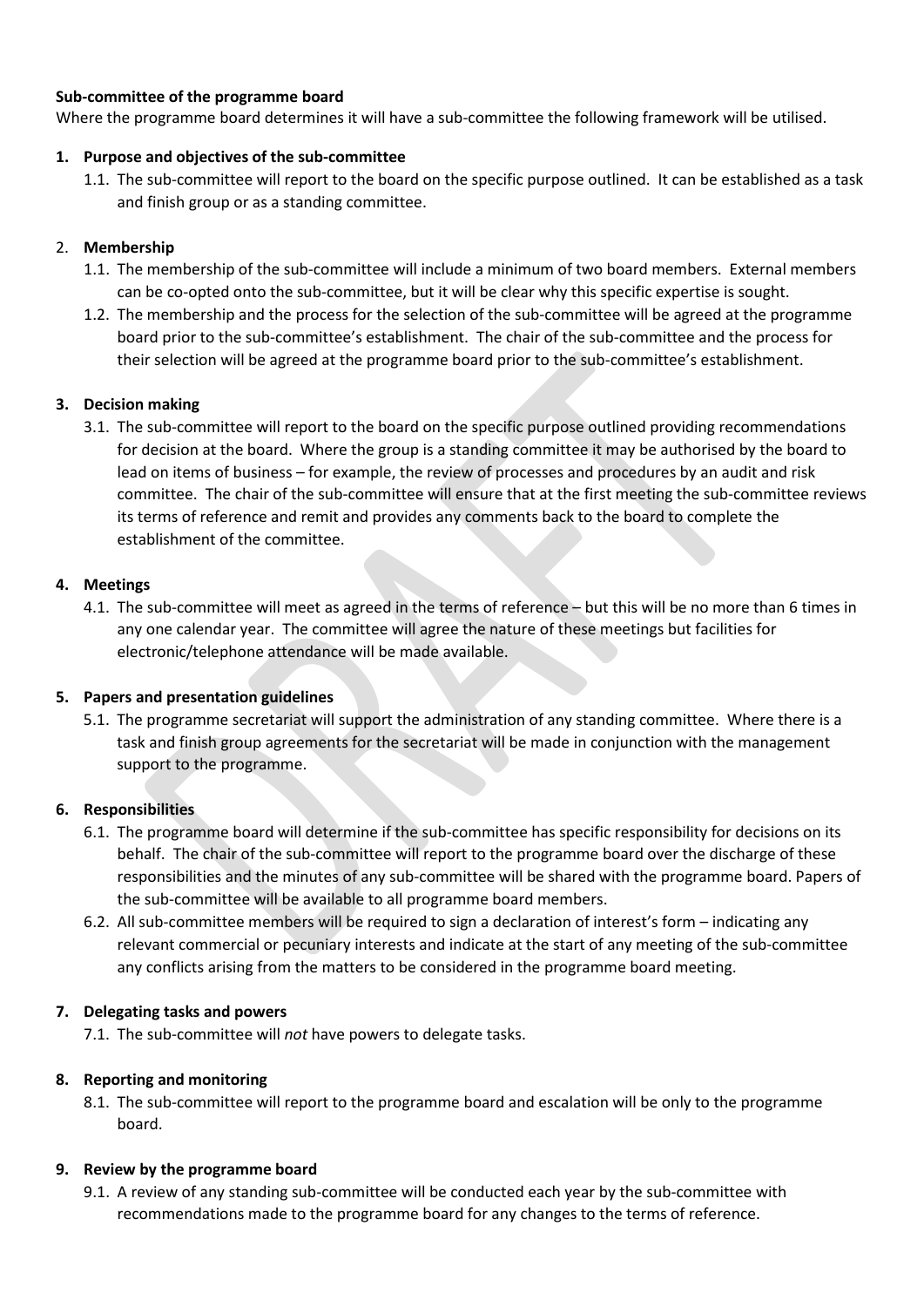**Sub-committee of the programme board**

Where the programme board determines it will have a sub-committee the following framework will be utilised.

**1. Purpose and objectives of the sub-committee**

1.1. The sub-committee will report to the board on the specific purpose outlined. It can be established as a task and finish group or as a standing committee.

2. **Membership**

1.1. The membership of the sub-committee will include a minimum of two board members. External members can be co-opted onto the sub-committee, but it will be clear why this specific expertise is sought.

1.2. The membership and the process for the selection of the sub-committee will be agreed at the programme board prior to the sub-committee's establishment. The chair of the sub-committee and the process for their selection will be agreed at the programme board prior to the sub-committee's establishment.

**3. Decision making**

3.1. The sub-committee will report to the board on the specific purpose outlined providing recommendations for decision at the board. Where the group is a standing committee it may be authorised by the board to lead on items of business – for example, the review of processes and procedures by an audit and risk committee. The chair of the sub-committee will ensure that at the first meeting the sub-committee reviews its terms of reference and remit and provides any comments back to the board to complete the establishment of the committee.

**4. Meetings**

4.1. The sub-committee will meet as agreed in the terms of reference – but this will be no more than 6 times in any one calendar year. The committee will agree the nature of these meetings but facilities for electronic/telephone attendance will be made available.

**5. Papers and presentation guidelines**

5.1. The programme secretariat will support the administration of any standing committee. Where there is a task and finish group agreements for the secretariat will be made in conjunction with the management support to the programme.

**6. Responsibilities**

6.1. The programme board will determine if the sub-committee has specific responsibility for decisions on its behalf. The chair of the sub-committee will report to the programme board over the discharge of these responsibilities and the minutes of any sub-committee will be shared with the programme board. Papers of the sub-committee will be available to all programme board members.

6.2. All sub-committee members will be required to sign a declaration of interest's form – indicating any relevant commercial or pecuniary interests and indicate at the start of any meeting of the sub-committee any conflicts arising from the matters to be considered in the programme board meeting.

**7. Delegating tasks and powers**

7.1. The sub-committee will *not* have powers to delegate tasks.

**8. Reporting and monitoring**

8.1. The sub-committee will report to the programme board and escalation will be only to the programme board.

**9. Review by the programme board**

9.1. A review of any standing sub-committee will be conducted each year by the sub-committee with recommendations made to the programme board for any changes to the terms of reference.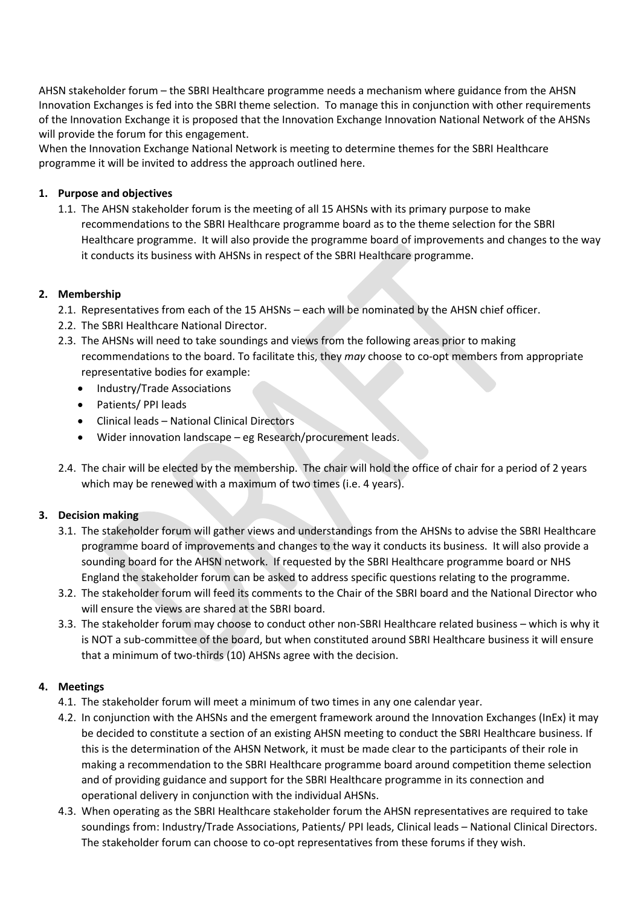AHSN stakeholder forum – the SBRI Healthcare programme needs a mechanism where guidance from the AHSN Innovation Exchanges is fed into the SBRI theme selection. To manage this in conjunction with other requirements of the Innovation Exchange it is proposed that the Innovation Exchange Innovation National Network of the AHSNs will provide the forum for this engagement.
When the Innovation Exchange National Network is meeting to determine themes for the SBRI Healthcare programme it will be invited to address the approach outlined here.

**1. Purpose and objectives**

1.1. The AHSN stakeholder forum is the meeting of all 15 AHSNs with its primary purpose to make recommendations to the SBRI Healthcare programme board as to the theme selection for the SBRI Healthcare programme. It will also provide the programme board of improvements and changes to the way it conducts its business with AHSNs in respect of the SBRI Healthcare programme.

**2. Membership**

2.1. Representatives from each of the 15 AHSNs – each will be nominated by the AHSN chief officer.

2.2. The SBRI Healthcare National Director.

2.3. The AHSNs will need to take soundings and views from the following areas prior to making recommendations to the board. To facilitate this, they *may* choose to co-opt members from appropriate representative bodies for example:

- Industry/Trade Associations
- Patients/ PPI leads
- Clinical leads – National Clinical Directors
- Wider innovation landscape – eg Research/procurement leads.

2.4. The chair will be elected by the membership. The chair will hold the office of chair for a period of 2 years which may be renewed with a maximum of two times (i.e. 4 years).

**3. Decision making**

3.1. The stakeholder forum will gather views and understandings from the AHSNs to advise the SBRI Healthcare programme board of improvements and changes to the way it conducts its business. It will also provide a sounding board for the AHSN network. If requested by the SBRI Healthcare programme board or NHS England the stakeholder forum can be asked to address specific questions relating to the programme.

3.2. The stakeholder forum will feed its comments to the Chair of the SBRI board and the National Director who will ensure the views are shared at the SBRI board.

3.3. The stakeholder forum may choose to conduct other non-SBRI Healthcare related business – which is why it is NOT a sub-committee of the board, but when constituted around SBRI Healthcare business it will ensure that a minimum of two-thirds (10) AHSNs agree with the decision.

**4. Meetings**

4.1. The stakeholder forum will meet a minimum of two times in any one calendar year.

4.2. In conjunction with the AHSNs and the emergent framework around the Innovation Exchanges (InEx) it may be decided to constitute a section of an existing AHSN meeting to conduct the SBRI Healthcare business. If this is the determination of the AHSN Network, it must be made clear to the participants of their role in making a recommendation to the SBRI Healthcare programme board around competition theme selection and of providing guidance and support for the SBRI Healthcare programme in its connection and operational delivery in conjunction with the individual AHSNs.

4.3. When operating as the SBRI Healthcare stakeholder forum the AHSN representatives are required to take soundings from: Industry/Trade Associations, Patients/ PPI leads, Clinical leads – National Clinical Directors. The stakeholder forum can choose to co-opt representatives from these forums if they wish.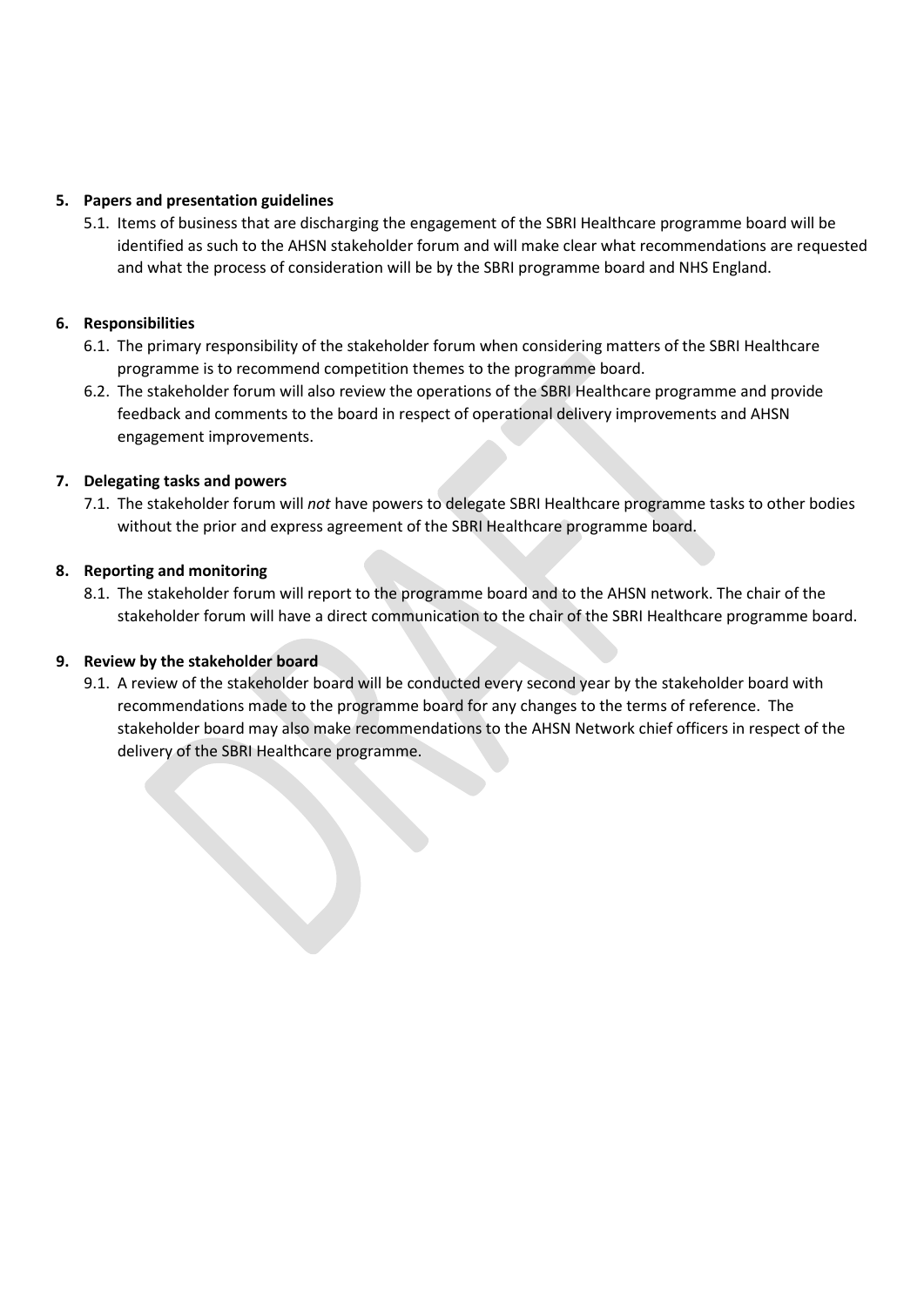**5. Papers and presentation guidelines**

5.1. Items of business that are discharging the engagement of the SBRI Healthcare programme board will be identified as such to the AHSN stakeholder forum and will make clear what recommendations are requested and what the process of consideration will be by the SBRI programme board and NHS England.

**6. Responsibilities**

6.1. The primary responsibility of the stakeholder forum when considering matters of the SBRI Healthcare programme is to recommend competition themes to the programme board.

6.2. The stakeholder forum will also review the operations of the SBRI Healthcare programme and provide feedback and comments to the board in respect of operational delivery improvements and AHSN engagement improvements.

**7. Delegating tasks and powers**

7.1. The stakeholder forum will *not* have powers to delegate SBRI Healthcare programme tasks to other bodies without the prior and express agreement of the SBRI Healthcare programme board.

**8. Reporting and monitoring**

8.1. The stakeholder forum will report to the programme board and to the AHSN network. The chair of the stakeholder forum will have a direct communication to the chair of the SBRI Healthcare programme board.

**9. Review by the stakeholder board**

9.1. A review of the stakeholder board will be conducted every second year by the stakeholder board with recommendations made to the programme board for any changes to the terms of reference. The stakeholder board may also make recommendations to the AHSN Network chief officers in respect of the delivery of the SBRI Healthcare programme.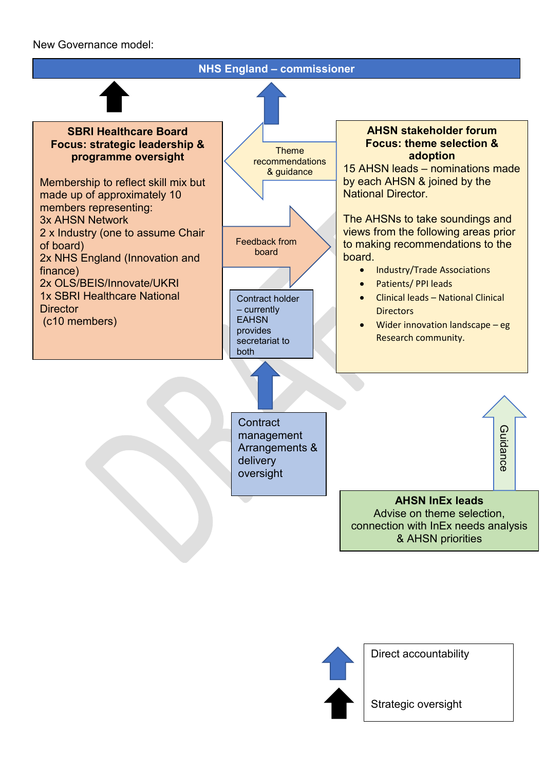New Governance model:

**NHS England – commissioner**

**SBRI Healthcare Board**
**Focus: strategic leadership & programme oversight**

Membership to reflect skill mix but made up of approximately 10 members representing:
3x AHSN Network
2 x Industry (one to assume Chair of board)
2x NHS England (Innovation and finance)
2x OLS/BEIS/Innovate/UKRI
1x SBRI Healthcare National Director
(c10 members)

Theme recommendations & guidance

Feedback from board

Contract holder – currently EAHSN provides secretariat to both

**AHSN stakeholder forum**
**Focus: theme selection & adoption**
15 AHSN leads – nominations made by each AHSN & joined by the National Director.

The AHSNs to take soundings and views from the following areas prior to making recommendations to the board.

- Industry/Trade Associations
- Patients/ PPI leads
- Clinical leads – National Clinical Directors
- Wider innovation landscape – eg Research community.

Contract management Arrangements & delivery oversight

Guidance

**AHSN InEx leads**
Advise on theme selection, connection with InEx needs analysis & AHSN priorities

Direct accountability

Strategic oversight